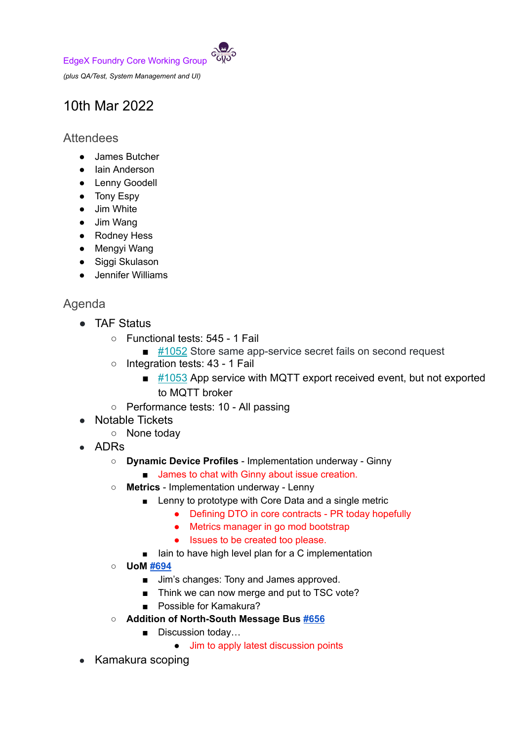EdgeX Foundry Core Working Group

*(plus QA/Test, System Management and UI)*

# 10th Mar 2022

## Attendees

- James Butcher
- Iain Anderson
- Lenny Goodell
- Tony Espy
- Jim White
- Jim Wang
- Rodney Hess
- Mengyi Wang
- Siggi Skulason
- Jennifer Williams

## Agenda

- TAF Status
  - Functional tests: 545 - 1 Fail
    - #1052 Store same app-service secret fails on second request
  - Integration tests: 43 - 1 Fail
    - #1053 App service with MQTT export received event, but not exported to MQTT broker
  - Performance tests: 10 - All passing
- Notable Tickets
  - None today
- ADRs
  - **Dynamic Device Profiles** - Implementation underway - Ginny
    - James to chat with Ginny about issue creation.
  - **Metrics** - Implementation underway - Lenny
    - Lenny to prototype with Core Data and a single metric
      - Defining DTO in core contracts - PR today hopefully
      - Metrics manager in go mod bootstrap
      - Issues to be created too please.
    - Iain to have high level plan for a C implementation
  - **UoM #694**
    - Jim's changes: Tony and James approved.
    - Think we can now merge and put to TSC vote?
    - Possible for Kamakura?
  - **Addition of North-South Message Bus #656**
    - Discussion today…
      - Jim to apply latest discussion points
- Kamakura scoping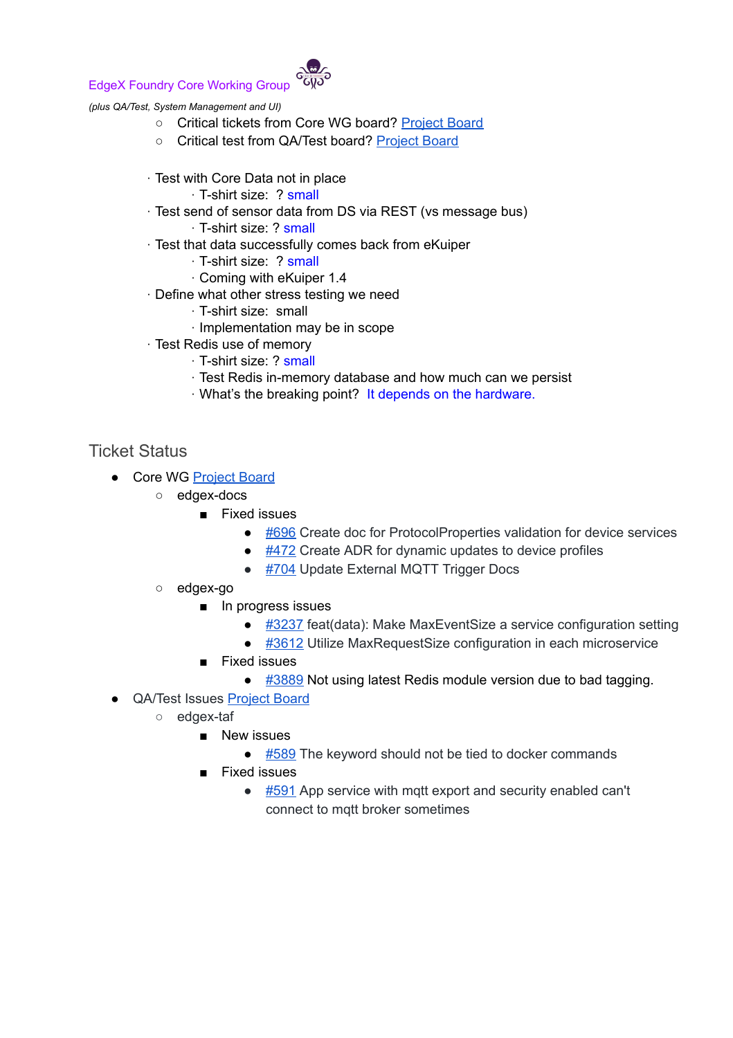EdgeX Foundry Core Working Group

*(plus QA/Test, System Management and UI)*

- Critical tickets from Core WG board? [Project Board]
- Critical test from QA/Test board? [Project Board]

- Test with Core Data not in place
  - T-shirt size: ? small
- Test send of sensor data from DS via REST (vs message bus)
  - T-shirt size: ? small
- Test that data successfully comes back from eKuiper
  - T-shirt size: ? small
  - Coming with eKuiper 1.4
- Define what other stress testing we need
  - T-shirt size: small
  - Implementation may be in scope
- Test Redis use of memory
  - T-shirt size: ? small
  - Test Redis in-memory database and how much can we persist
  - What's the breaking point? It depends on the hardware.

## Ticket Status

- Core WG [Project Board]
  - edgex-docs
    - Fixed issues
      - #696 Create doc for ProtocolProperties validation for device services
      - #472 Create ADR for dynamic updates to device profiles
      - #704 Update External MQTT Trigger Docs
  - edgex-go
    - In progress issues
      - #3237 feat(data): Make MaxEventSize a service configuration setting
      - #3612 Utilize MaxRequestSize configuration in each microservice
    - Fixed issues
      - #3889 Not using latest Redis module version due to bad tagging.
- QA/Test Issues [Project Board]
  - edgex-taf
    - New issues
      - #589 The keyword should not be tied to docker commands
    - Fixed issues
      - #591 App service with mqtt export and security enabled can't connect to mqtt broker sometimes